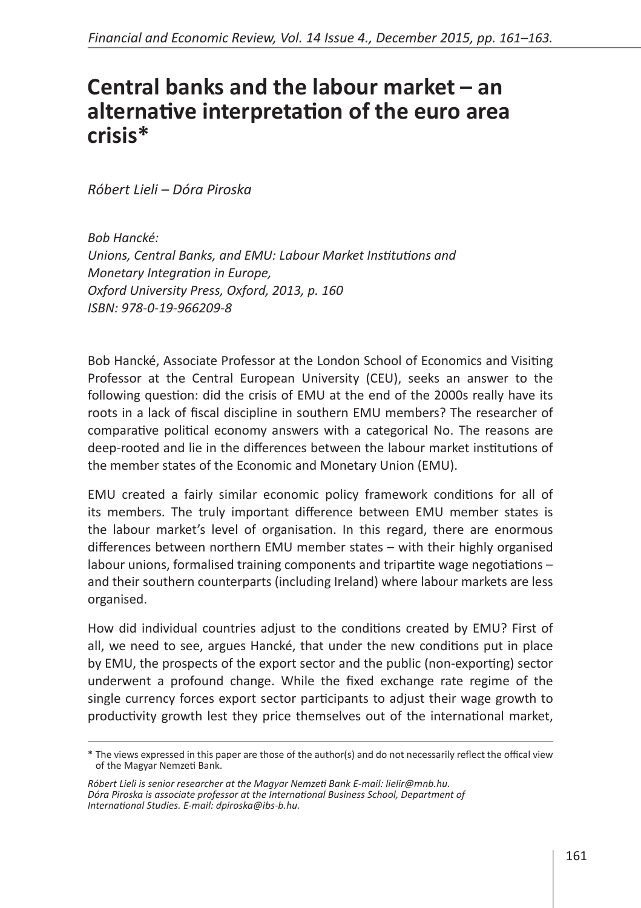# Central banks and the labour market – an alternative interpretation of the euro area crisis*

*Róbert Lieli – Dóra Piroska*

*Bob Hancké:*
*Unions, Central Banks, and EMU: Labour Market Institutions and Monetary Integration in Europe,*
*Oxford University Press, Oxford, 2013, p. 160*
*ISBN: 978-0-19-966209-8*

Bob Hancké, Associate Professor at the London School of Economics and Visiting Professor at the Central European University (CEU), seeks an answer to the following question: did the crisis of EMU at the end of the 2000s really have its roots in a lack of fiscal discipline in southern EMU members? The researcher of comparative political economy answers with a categorical No. The reasons are deep-rooted and lie in the differences between the labour market institutions of the member states of the Economic and Monetary Union (EMU).

EMU created a fairly similar economic policy framework conditions for all of its members. The truly important difference between EMU member states is the labour market's level of organisation. In this regard, there are enormous differences between northern EMU member states – with their highly organised labour unions, formalised training components and tripartite wage negotiations – and their southern counterparts (including Ireland) where labour markets are less organised.

How did individual countries adjust to the conditions created by EMU? First of all, we need to see, argues Hancké, that under the new conditions put in place by EMU, the prospects of the export sector and the public (non-exporting) sector underwent a profound change. While the fixed exchange rate regime of the single currency forces export sector participants to adjust their wage growth to productivity growth lest they price themselves out of the international market,

---

\* The views expressed in this paper are those of the author(s) and do not necessarily reflect the offical view of the Magyar Nemzeti Bank.

*Róbert Lieli is senior researcher at the Magyar Nemzeti Bank E-mail: lielir@mnb.hu.*
*Dóra Piroska is associate professor at the International Business School, Department of International Studies. E-mail: dpiroska@ibs-b.hu.*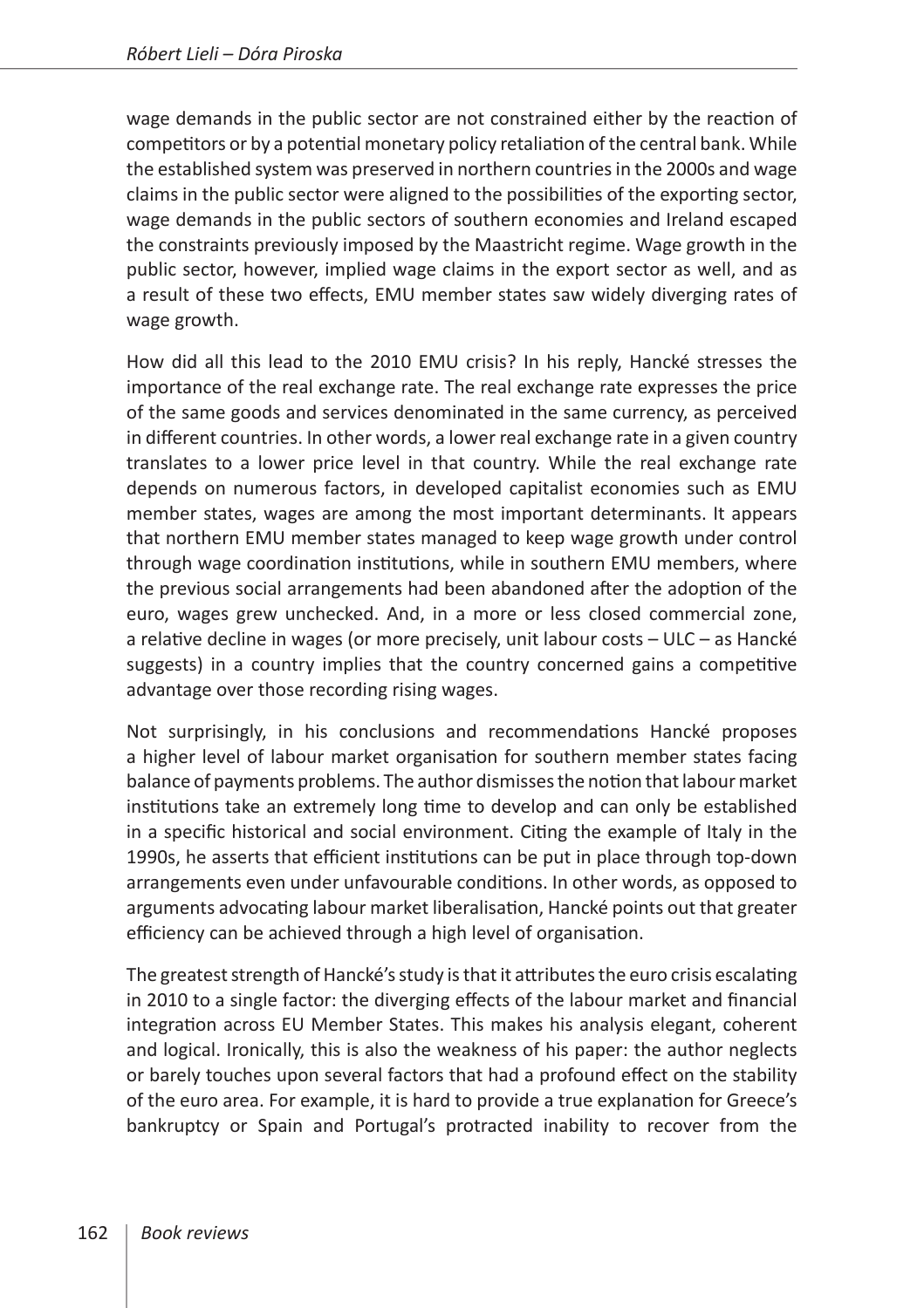wage demands in the public sector are not constrained either by the reaction of competitors or by a potential monetary policy retaliation of the central bank. While the established system was preserved in northern countries in the 2000s and wage claims in the public sector were aligned to the possibilities of the exporting sector, wage demands in the public sectors of southern economies and Ireland escaped the constraints previously imposed by the Maastricht regime. Wage growth in the public sector, however, implied wage claims in the export sector as well, and as a result of these two effects, EMU member states saw widely diverging rates of wage growth.

How did all this lead to the 2010 EMU crisis? In his reply, Hancké stresses the importance of the real exchange rate. The real exchange rate expresses the price of the same goods and services denominated in the same currency, as perceived in different countries. In other words, a lower real exchange rate in a given country translates to a lower price level in that country. While the real exchange rate depends on numerous factors, in developed capitalist economies such as EMU member states, wages are among the most important determinants. It appears that northern EMU member states managed to keep wage growth under control through wage coordination institutions, while in southern EMU members, where the previous social arrangements had been abandoned after the adoption of the euro, wages grew unchecked. And, in a more or less closed commercial zone, a relative decline in wages (or more precisely, unit labour costs – ULC – as Hancké suggests) in a country implies that the country concerned gains a competitive advantage over those recording rising wages.

Not surprisingly, in his conclusions and recommendations Hancké proposes a higher level of labour market organisation for southern member states facing balance of payments problems. The author dismisses the notion that labour market institutions take an extremely long time to develop and can only be established in a specific historical and social environment. Citing the example of Italy in the 1990s, he asserts that efficient institutions can be put in place through top-down arrangements even under unfavourable conditions. In other words, as opposed to arguments advocating labour market liberalisation, Hancké points out that greater efficiency can be achieved through a high level of organisation.

The greatest strength of Hancké's study is that it attributes the euro crisis escalating in 2010 to a single factor: the diverging effects of the labour market and financial integration across EU Member States. This makes his analysis elegant, coherent and logical. Ironically, this is also the weakness of his paper: the author neglects or barely touches upon several factors that had a profound effect on the stability of the euro area. For example, it is hard to provide a true explanation for Greece's bankruptcy or Spain and Portugal's protracted inability to recover from the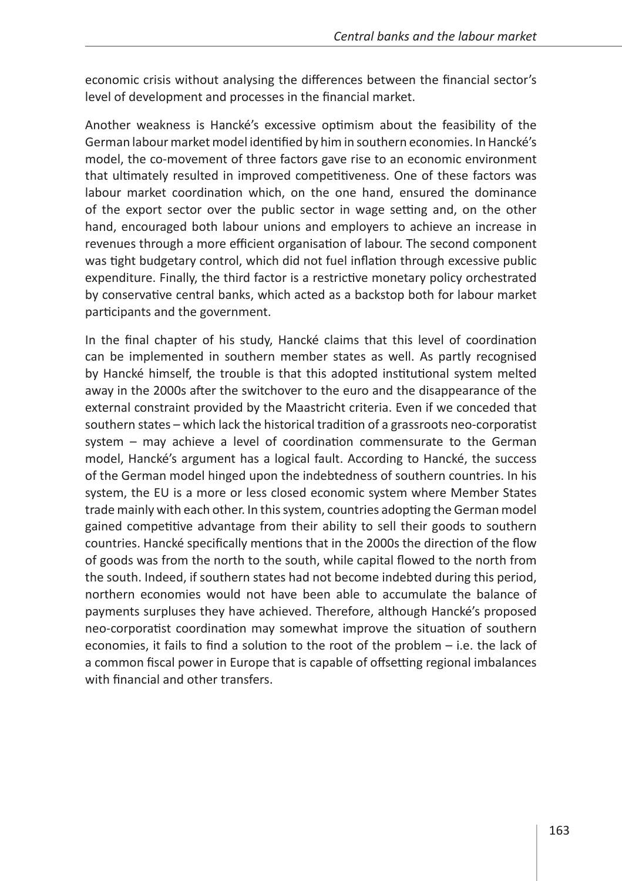economic crisis without analysing the differences between the financial sector's level of development and processes in the financial market.

Another weakness is Hancké's excessive optimism about the feasibility of the German labour market model identified by him in southern economies. In Hancké's model, the co-movement of three factors gave rise to an economic environment that ultimately resulted in improved competitiveness. One of these factors was labour market coordination which, on the one hand, ensured the dominance of the export sector over the public sector in wage setting and, on the other hand, encouraged both labour unions and employers to achieve an increase in revenues through a more efficient organisation of labour. The second component was tight budgetary control, which did not fuel inflation through excessive public expenditure. Finally, the third factor is a restrictive monetary policy orchestrated by conservative central banks, which acted as a backstop both for labour market participants and the government.

In the final chapter of his study, Hancké claims that this level of coordination can be implemented in southern member states as well. As partly recognised by Hancké himself, the trouble is that this adopted institutional system melted away in the 2000s after the switchover to the euro and the disappearance of the external constraint provided by the Maastricht criteria. Even if we conceded that southern states – which lack the historical tradition of a grassroots neo-corporatist system – may achieve a level of coordination commensurate to the German model, Hancké's argument has a logical fault. According to Hancké, the success of the German model hinged upon the indebtedness of southern countries. In his system, the EU is a more or less closed economic system where Member States trade mainly with each other. In this system, countries adopting the German model gained competitive advantage from their ability to sell their goods to southern countries. Hancké specifically mentions that in the 2000s the direction of the flow of goods was from the north to the south, while capital flowed to the north from the south. Indeed, if southern states had not become indebted during this period, northern economies would not have been able to accumulate the balance of payments surpluses they have achieved. Therefore, although Hancké's proposed neo-corporatist coordination may somewhat improve the situation of southern economies, it fails to find a solution to the root of the problem – i.e. the lack of a common fiscal power in Europe that is capable of offsetting regional imbalances with financial and other transfers.